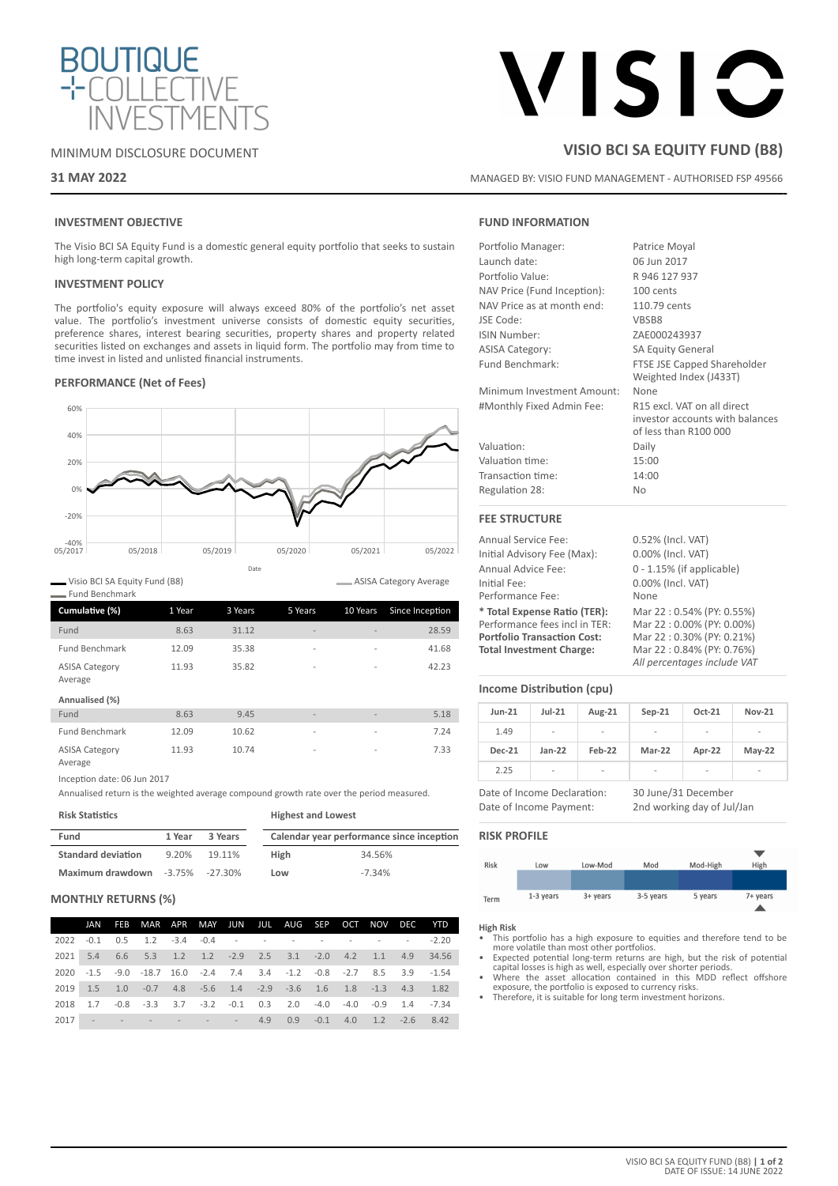BOUTIQUE COLLECTIVE INVESTMENTS

MINIMUM DISCLOSURE DOCUMENT

**31 MAY 2022**

VISIO

## VISIO BCI SA EQUITY FUND (B8)

MANAGED BY: VISIO FUND MANAGEMENT - AUTHORISED FSP 49566

### INVESTMENT OBJECTIVE

The Visio BCI SA Equity Fund is a domestic general equity portfolio that seeks to sustain high long-term capital growth.

### INVESTMENT POLICY

The portfolio's equity exposure will always exceed 80% of the portfolio's net asset value. The portfolio's investment universe consists of domestic equity securities, preference shares, interest bearing securities, property shares and property related securities listed on exchanges and assets in liquid form. The portfolio may from time to time invest in listed and unlisted financial instruments.

### PERFORMANCE (Net of Fees)

Visio BCI SA Equity Fund (B8) — Fund Benchmark — ASISA Category Average

| Cumulative (%) | 1 Year | 3 Years | 5 Years | 10 Years | Since Inception |
|---|---|---|---|---|---|
| Fund | 8.63 | 31.12 | - | - | 28.59 |
| Fund Benchmark | 12.09 | 35.38 | - | - | 41.68 |
| ASISA Category Average | 11.93 | 35.82 | - | - | 42.23 |
| **Annualised (%)** | | | | | |
| Fund | 8.63 | 9.45 | - | - | 5.18 |
| Fund Benchmark | 12.09 | 10.62 | - | - | 7.24 |
| ASISA Category Average | 11.93 | 10.74 | - | - | 7.33 |

Inception date: 06 Jun 2017

Annualised return is the weighted average compound growth rate over the period measured.

**Risk Statistics**

| Fund | 1 Year | 3 Years |
|---|---|---|
| Standard deviation | 9.20% | 19.11% |
| Maximum drawdown | -3.75% | -27.30% |

**Highest and Lowest**

| Calendar year performance since inception | |
|---|---|
| High | 34.56% |
| Low | -7.34% |

### MONTHLY RETURNS (%)

| | JAN | FEB | MAR | APR | MAY | JUN | JUL | AUG | SEP | OCT | NOV | DEC | YTD |
|---|---|---|---|---|---|---|---|---|---|---|---|---|---|
| 2022 | -0.1 | 0.5 | 1.2 | -3.4 | -0.4 | - | - | - | - | - | - | - | -2.20 |
| 2021 | 5.4 | 6.6 | 5.3 | 1.2 | 1.2 | -2.9 | 2.5 | 3.1 | -2.0 | 4.2 | 1.1 | 4.9 | 34.56 |
| 2020 | -1.5 | -9.0 | -18.7 | 16.0 | -2.4 | 7.4 | 3.4 | -1.2 | -0.8 | -2.7 | 8.5 | 3.9 | -1.54 |
| 2019 | 1.5 | 1.0 | -0.7 | 4.8 | -5.6 | 1.4 | -2.9 | -3.6 | 1.6 | 1.8 | -1.3 | 4.3 | 1.82 |
| 2018 | 1.7 | -0.8 | -3.3 | 3.7 | -3.2 | -0.1 | 0.3 | 2.0 | -4.0 | -4.0 | -0.9 | 1.4 | -7.34 |
| 2017 | - | - | - | - | - | - | 4.9 | 0.9 | -0.1 | 4.0 | 1.2 | -2.6 | 8.42 |

### FUND INFORMATION

| | |
|---|---|
| Portfolio Manager: | Patrice Moyal |
| Launch date: | 06 Jun 2017 |
| Portfolio Value: | R 946 127 937 |
| NAV Price (Fund Inception): | 100 cents |
| NAV Price as at month end: | 110.79 cents |
| JSE Code: | VBSB8 |
| ISIN Number: | ZAE000243937 |
| ASISA Category: | SA Equity General |
| Fund Benchmark: | FTSE JSE Capped Shareholder Weighted Index (J433T) |
| Minimum Investment Amount: | None |
| #Monthly Fixed Admin Fee: | R15 excl. VAT on all direct investor accounts with balances of less than R100 000 |
| Valuation: | Daily |
| Valuation time: | 15:00 |
| Transaction time: | 14:00 |
| Regulation 28: | No |

### FEE STRUCTURE

| | |
|---|---|
| Annual Service Fee: | 0.52% (Incl. VAT) |
| Initial Advisory Fee (Max): | 0.00% (Incl. VAT) |
| Annual Advice Fee: | 0 - 1.15% (if applicable) |
| Initial Fee: | 0.00% (Incl. VAT) |
| Performance Fee: | None |
| **\* Total Expense Ratio (TER):** | Mar 22 : 0.54% (PY: 0.55%) |
| Performance fees incl in TER: | Mar 22 : 0.00% (PY: 0.00%) |
| **Portfolio Transaction Cost:** | Mar 22 : 0.30% (PY: 0.21%) |
| **Total Investment Charge:** | Mar 22 : 0.84% (PY: 0.76%) |

*All percentages include VAT*

### Income Distribution (cpu)

| Jun-21 | Jul-21 | Aug-21 | Sep-21 | Oct-21 | Nov-21 |
|---|---|---|---|---|---|
| 1.49 | - | - | - | - | - |
| **Dec-21** | **Jan-22** | **Feb-22** | **Mar-22** | **Apr-22** | **May-22** |
| 2.25 | - | - | - | - | - |

Date of Income Declaration: 30 June/31 December

Date of Income Payment: 2nd working day of Jul/Jan

### RISK PROFILE

| Risk | Low | Low-Mod | Mod | Mod-High | High |
|---|---|---|---|---|---|
| Term | 1-3 years | 3+ years | 3-5 years | 5 years | 7+ years |

**High Risk**

- This portfolio has a high exposure to equities and therefore tend to be more volatile than most other portfolios.
- Expected potential long-term returns are high, but the risk of potential capital losses is high as well, especially over shorter periods.
- Where the asset allocation contained in this MDD reflect offshore exposure, the portfolio is exposed to currency risks.
- Therefore, it is suitable for long term investment horizons.

DATE OF ISSUE: 14 JUNE 2022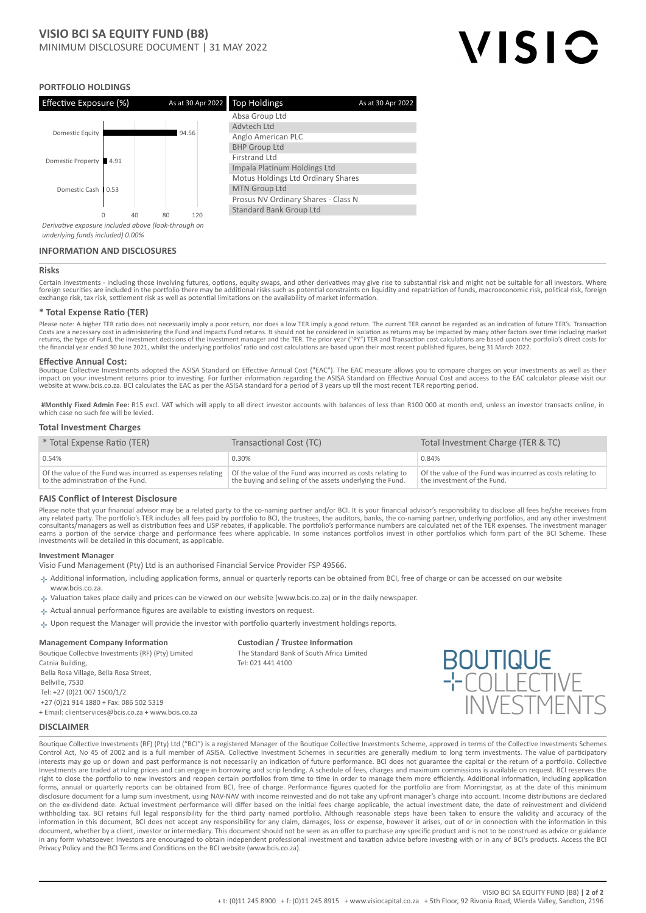# VISIO BCI SA EQUITY FUND (B8)

MINIMUM DISCLOSURE DOCUMENT | 31 MAY 2022

## PORTFOLIO HOLDINGS

Effective Exposure (%) As at 30 Apr 2022

Domestic Equity 94.56

Domestic Property 4.91

Domestic Cash 0.53

0 40 80 120

*Derivative exposure included above (look-through on underlying funds included) 0.00%*

| Top Holdings (As at 30 Apr 2022) |
|---|
| Absa Group Ltd |
| Advtech Ltd |
| Anglo American PLC |
| BHP Group Ltd |
| Firstrand Ltd |
| Impala Platinum Holdings Ltd |
| Motus Holdings Ltd Ordinary Shares |
| MTN Group Ltd |
| Prosus NV Ordinary Shares - Class N |
| Standard Bank Group Ltd |

## INFORMATION AND DISCLOSURES

### Risks

Certain investments - including those involving futures, options, equity swaps, and other derivatives may give rise to substantial risk and might not be suitable for all investors. Where foreign securities are included in the portfolio there may be additional risks such as potential constraints on liquidity and repatriation of funds, macroeconomic risk, political risk, foreign exchange risk, tax risk, settlement risk as well as potential limitations on the availability of market information.

### * Total Expense Ratio (TER)

Please note: A higher TER ratio does not necessarily imply a poor return, nor does a low TER imply a good return. The current TER cannot be regarded as an indication of future TER's. Transaction Costs are a necessary cost in administering the Fund and impacts Fund returns. It should not be considered in isolation as returns may be impacted by many other factors over time including market returns, the type of Fund, the investment decisions of the investment manager and the TER. The prior year ("PY") TER and Transaction cost calculations are based upon the portfolio's direct costs for the financial year ended 30 June 2021, whilst the underlying portfolios' ratio and cost calculations are based upon their most recent published figures, being 31 March 2022.

### Effective Annual Cost:

Boutique Collective Investments adopted the ASISA Standard on Effective Annual Cost ("EAC"). The EAC measure allows you to compare charges on your investments as well as their impact on your investment returns prior to investing. For further information regarding the ASISA Standard on Effective Annual Cost and access to the EAC calculator please visit our website at www.bcis.co.za. BCI calculates the EAC as per the ASISA standard for a period of 3 years up till the most recent TER reporting period.

**#Monthly Fixed Admin Fee:** R15 excl. VAT which will apply to all direct investor accounts with balances of less than R100 000 at month end, unless an investor transacts online, in which case no such fee will be levied.

### Total Investment Charges

| * Total Expense Ratio (TER) | Transactional Cost (TC) | Total Investment Charge (TER & TC) |
|---|---|---|
| 0.54% | 0.30% | 0.84% |
| Of the value of the Fund was incurred as expenses relating to the administration of the Fund. | Of the value of the Fund was incurred as costs relating to the buying and selling of the assets underlying the Fund. | Of the value of the Fund was incurred as costs relating to the investment of the Fund. |

### FAIS Conflict of Interest Disclosure

Please note that your financial advisor may be a related party to the co-naming partner and/or BCI. It is your financial advisor's responsibility to disclose all fees he/she receives from any related party. The portfolio's TER includes all fees paid by portfolio to BCI, the trustees, the auditors, banks, the co-naming partner, underlying portfolios, and any other investment consultants/managers as well as distribution fees and LISP rebates, if applicable. The portfolio's performance numbers are calculated net of the TER expenses. The investment manager earns a portion of the service charge and performance fees where applicable. In some instances portfolios invest in other portfolios which form part of the BCI Scheme. These investments will be detailed in this document, as applicable.

#### Investment Manager

Visio Fund Management (Pty) Ltd is an authorised Financial Service Provider FSP 49566.

- Additional information, including application forms, annual or quarterly reports can be obtained from BCI, free of charge or can be accessed on our website www.bcis.co.za.
- Valuation takes place daily and prices can be viewed on our website (www.bcis.co.za) or in the daily newspaper.
- Actual annual performance figures are available to existing investors on request.
- Upon request the Manager will provide the investor with portfolio quarterly investment holdings reports.

#### Management Company Information

Boutique Collective Investments (RF) (Pty) Limited
Catnia Building,
Bella Rosa Village, Bella Rosa Street,
Bellville, 7530
Tel: +27 (0)21 007 1500/1/2
+27 (0)21 914 1880 + Fax: 086 502 5319
+ Email: clientservices@bcis.co.za + www.bcis.co.za

#### Custodian / Trustee Information

The Standard Bank of South Africa Limited
Tel: 021 441 4100

## DISCLAIMER

Boutique Collective Investments (RF) (Pty) Ltd ("BCI") is a registered Manager of the Boutique Collective Investments Scheme, approved in terms of the Collective Investments Schemes Control Act, No 45 of 2002 and is a full member of ASISA. Collective Investment Schemes in securities are generally medium to long term investments. The value of participatory interests may go up or down and past performance is not necessarily an indication of future performance. BCI does not guarantee the capital or the return of a portfolio. Collective Investments are traded at ruling prices and can engage in borrowing and scrip lending. A schedule of fees, charges and maximum commissions is available on request. BCI reserves the right to close the portfolio to new investors and reopen certain portfolios from time to time in order to manage them more efficiently. Additional information, including application forms, annual or quarterly reports can be obtained from BCI, free of charge. Performance figures quoted for the portfolio are from Morningstar, as at the date of this minimum disclosure document for a lump sum investment, using NAV-NAV with income reinvested and do not take any upfront manager's charge into account. Income distributions are declared on the ex-dividend date. Actual investment performance will differ based on the initial fees charge applicable, the actual investment date, the date of reinvestment and dividend withholding tax. BCI retains full legal responsibility for the third party named portfolio. Although reasonable steps have been taken to ensure the validity and accuracy of the information in this document, BCI does not accept any responsibility for any claim, damages, loss or expense, however it arises, out of or in connection with the information in this document, whether by a client, investor or intermediary. This document should not be seen as an offer to purchase any specific product and is not to be construed as advice or guidance in any form whatsoever. Investors are encouraged to obtain independent professional investment and taxation advice before investing with or in any of BCI's products. Access the BCI Privacy Policy and the BCI Terms and Conditions on the BCI website (www.bcis.co.za).

+ t: (0)11 245 8900 + f: (0)11 245 8915 + www.visiocapital.co.za + 5th Floor, 92 Rivonia Road, Wierda Valley, Sandton, 2196